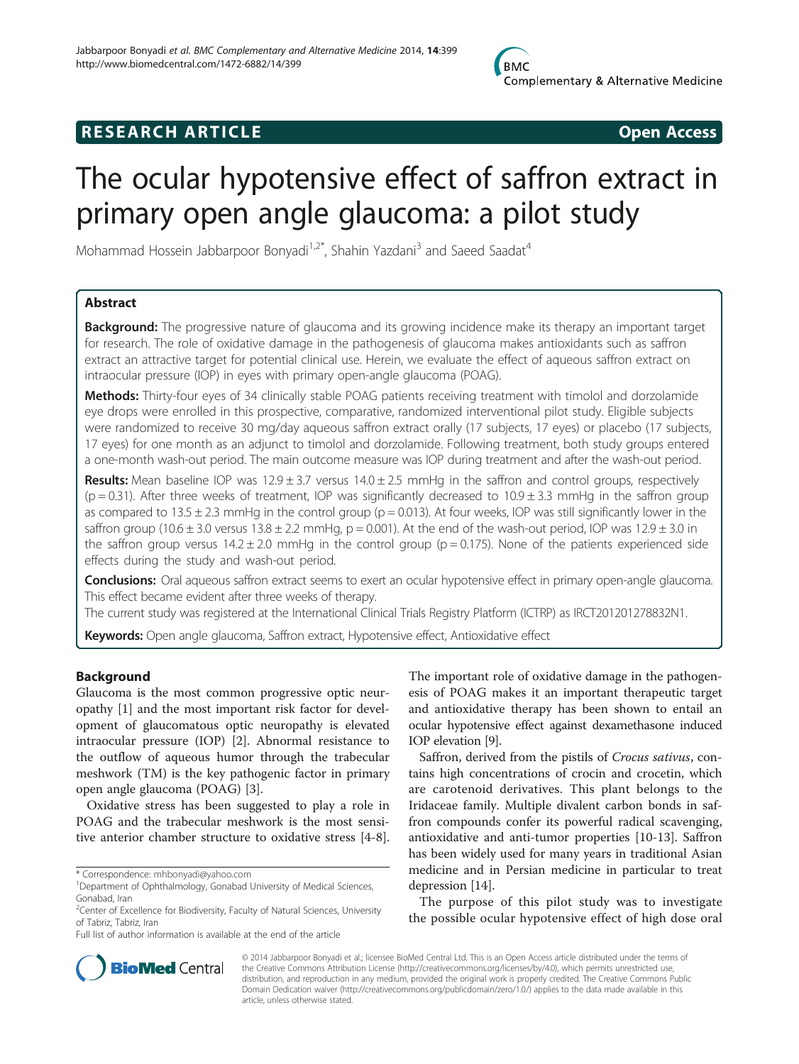RESEARCH ARTICLE Open Access

# The ocular hypotensive effect of saffron extract in primary open angle glaucoma: a pilot study

Mohammad Hossein Jabbarpoor Bonyadi[1,2*], Shahin Yazdani[3] and Saeed Saadat[4]

## Abstract

**Background:** The progressive nature of glaucoma and its growing incidence make its therapy an important target for research. The role of oxidative damage in the pathogenesis of glaucoma makes antioxidants such as saffron extract an attractive target for potential clinical use. Herein, we evaluate the effect of aqueous saffron extract on intraocular pressure (IOP) in eyes with primary open-angle glaucoma (POAG).

**Methods:** Thirty-four eyes of 34 clinically stable POAG patients receiving treatment with timolol and dorzolamide eye drops were enrolled in this prospective, comparative, randomized interventional pilot study. Eligible subjects were randomized to receive 30 mg/day aqueous saffron extract orally (17 subjects, 17 eyes) or placebo (17 subjects, 17 eyes) for one month as an adjunct to timolol and dorzolamide. Following treatment, both study groups entered a one-month wash-out period. The main outcome measure was IOP during treatment and after the wash-out period.

**Results:** Mean baseline IOP was 12.9 ± 3.7 versus 14.0 ± 2.5 mmHg in the saffron and control groups, respectively ($p = 0.31$). After three weeks of treatment, IOP was significantly decreased to 10.9 ± 3.3 mmHg in the saffron group as compared to 13.5 ± 2.3 mmHg in the control group ($p = 0.013$). At four weeks, IOP was still significantly lower in the saffron group (10.6 ± 3.0 versus 13.8 ± 2.2 mmHg, $p = 0.001$). At the end of the wash-out period, IOP was 12.9 ± 3.0 in the saffron group versus 14.2 ± 2.0 mmHg in the control group ($p = 0.175$). None of the patients experienced side effects during the study and wash-out period.

**Conclusions:** Oral aqueous saffron extract seems to exert an ocular hypotensive effect in primary open-angle glaucoma. This effect became evident after three weeks of therapy.

The current study was registered at the International Clinical Trials Registry Platform (ICTRP) as IRCT201201278832N1.

**Keywords:** Open angle glaucoma, Saffron extract, Hypotensive effect, Antioxidative effect

## Background

Glaucoma is the most common progressive optic neuropathy [1] and the most important risk factor for development of glaucomatous optic neuropathy is elevated intraocular pressure (IOP) [2]. Abnormal resistance to the outflow of aqueous humor through the trabecular meshwork (TM) is the key pathogenic factor in primary open angle glaucoma (POAG) [3].

Oxidative stress has been suggested to play a role in POAG and the trabecular meshwork is the most sensitive anterior chamber structure to oxidative stress [4-8]. The important role of oxidative damage in the pathogenesis of POAG makes it an important therapeutic target and antioxidative therapy has been shown to entail an ocular hypotensive effect against dexamethasone induced IOP elevation [9].

Saffron, derived from the pistils of *Crocus sativus*, contains high concentrations of crocin and crocetin, which are carotenoid derivatives. This plant belongs to the Iridaceae family. Multiple divalent carbon bonds in saffron compounds confer its powerful radical scavenging, antioxidative and anti-tumor properties [10-13]. Saffron has been widely used for many years in traditional Asian medicine and in Persian medicine in particular to treat depression [14].

The purpose of this pilot study was to investigate the possible ocular hypotensive effect of high dose oral

\* Correspondence: mhbonyadi@yahoo.com
[1]Department of Ophthalmology, Gonabad University of Medical Sciences, Gonabad, Iran
[2]Center of Excellence for Biodiversity, Faculty of Natural Sciences, University of Tabriz, Tabriz, Iran
Full list of author information is available at the end of the article

© 2014 Jabbarpoor Bonyadi et al.; licensee BioMed Central Ltd. This is an Open Access article distributed under the terms of the Creative Commons Attribution License (http://creativecommons.org/licenses/by/4.0), which permits unrestricted use, distribution, and reproduction in any medium, provided the original work is properly credited. The Creative Commons Public Domain Dedication waiver (http://creativecommons.org/publicdomain/zero/1.0/) applies to the data made available in this article, unless otherwise stated.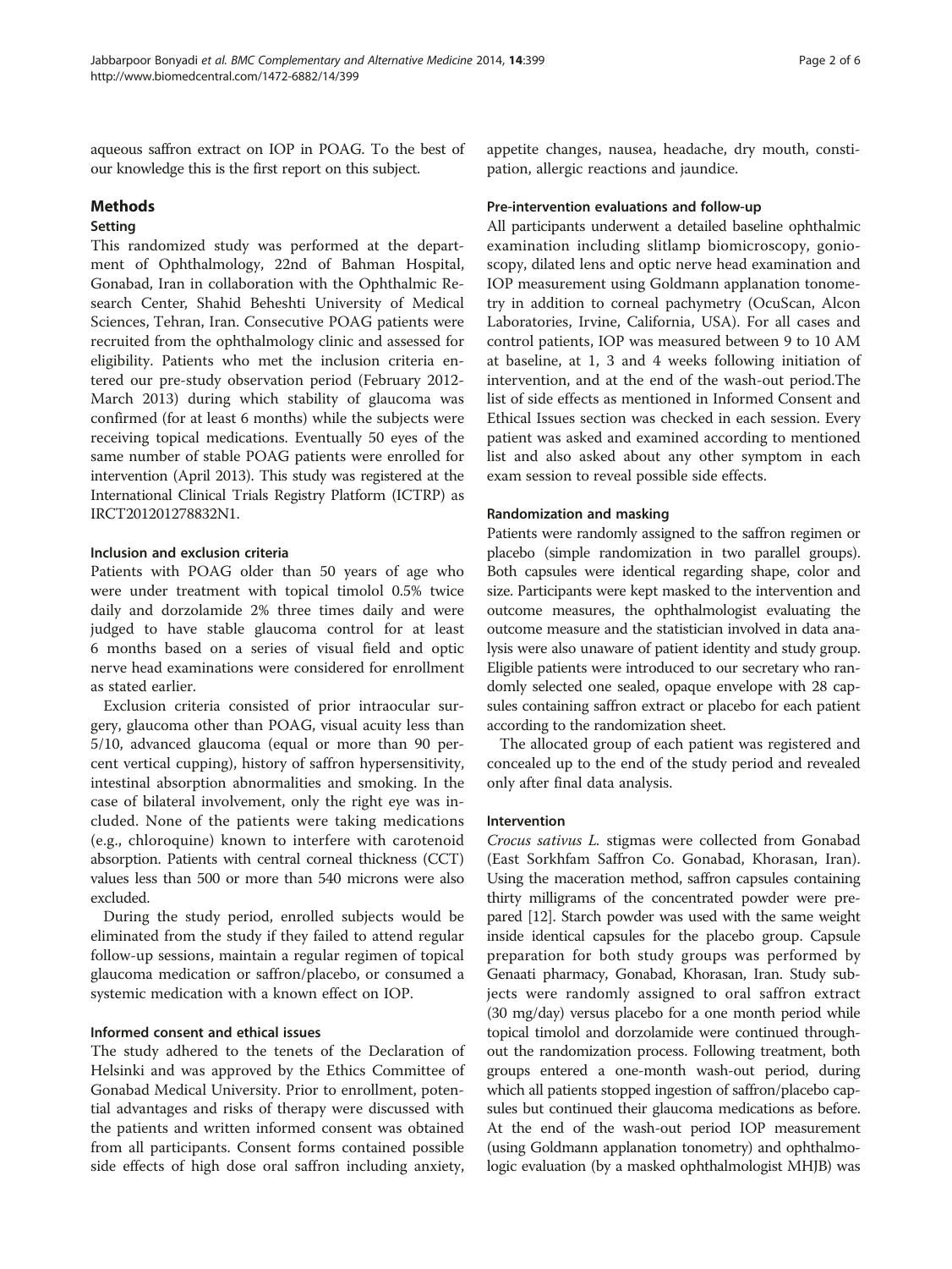aqueous saffron extract on IOP in POAG. To the best of our knowledge this is the first report on this subject.

## Methods

### Setting

This randomized study was performed at the department of Ophthalmology, 22nd of Bahman Hospital, Gonabad, Iran in collaboration with the Ophthalmic Research Center, Shahid Beheshti University of Medical Sciences, Tehran, Iran. Consecutive POAG patients were recruited from the ophthalmology clinic and assessed for eligibility. Patients who met the inclusion criteria entered our pre-study observation period (February 2012-March 2013) during which stability of glaucoma was confirmed (for at least 6 months) while the subjects were receiving topical medications. Eventually 50 eyes of the same number of stable POAG patients were enrolled for intervention (April 2013). This study was registered at the International Clinical Trials Registry Platform (ICTRP) as IRCT201201278832N1.

### Inclusion and exclusion criteria

Patients with POAG older than 50 years of age who were under treatment with topical timolol 0.5% twice daily and dorzolamide 2% three times daily and were judged to have stable glaucoma control for at least 6 months based on a series of visual field and optic nerve head examinations were considered for enrollment as stated earlier.

Exclusion criteria consisted of prior intraocular surgery, glaucoma other than POAG, visual acuity less than 5/10, advanced glaucoma (equal or more than 90 percent vertical cupping), history of saffron hypersensitivity, intestinal absorption abnormalities and smoking. In the case of bilateral involvement, only the right eye was included. None of the patients were taking medications (e.g., chloroquine) known to interfere with carotenoid absorption. Patients with central corneal thickness (CCT) values less than 500 or more than 540 microns were also excluded.

During the study period, enrolled subjects would be eliminated from the study if they failed to attend regular follow-up sessions, maintain a regular regimen of topical glaucoma medication or saffron/placebo, or consumed a systemic medication with a known effect on IOP.

### Informed consent and ethical issues

The study adhered to the tenets of the Declaration of Helsinki and was approved by the Ethics Committee of Gonabad Medical University. Prior to enrollment, potential advantages and risks of therapy were discussed with the patients and written informed consent was obtained from all participants. Consent forms contained possible side effects of high dose oral saffron including anxiety, appetite changes, nausea, headache, dry mouth, constipation, allergic reactions and jaundice.

### Pre-intervention evaluations and follow-up

All participants underwent a detailed baseline ophthalmic examination including slitlamp biomicroscopy, gonioscopy, dilated lens and optic nerve head examination and IOP measurement using Goldmann applanation tonometry in addition to corneal pachymetry (OcuScan, Alcon Laboratories, Irvine, California, USA). For all cases and control patients, IOP was measured between 9 to 10 AM at baseline, at 1, 3 and 4 weeks following initiation of intervention, and at the end of the wash-out period.The list of side effects as mentioned in Informed Consent and Ethical Issues section was checked in each session. Every patient was asked and examined according to mentioned list and also asked about any other symptom in each exam session to reveal possible side effects.

### Randomization and masking

Patients were randomly assigned to the saffron regimen or placebo (simple randomization in two parallel groups). Both capsules were identical regarding shape, color and size. Participants were kept masked to the intervention and outcome measures, the ophthalmologist evaluating the outcome measure and the statistician involved in data analysis were also unaware of patient identity and study group. Eligible patients were introduced to our secretary who randomly selected one sealed, opaque envelope with 28 capsules containing saffron extract or placebo for each patient according to the randomization sheet.

The allocated group of each patient was registered and concealed up to the end of the study period and revealed only after final data analysis.

### Intervention

*Crocus sativus L.* stigmas were collected from Gonabad (East Sorkhfam Saffron Co. Gonabad, Khorasan, Iran). Using the maceration method, saffron capsules containing thirty milligrams of the concentrated powder were prepared [12]. Starch powder was used with the same weight inside identical capsules for the placebo group. Capsule preparation for both study groups was performed by Genaati pharmacy, Gonabad, Khorasan, Iran. Study subjects were randomly assigned to oral saffron extract (30 mg/day) versus placebo for a one month period while topical timolol and dorzolamide were continued throughout the randomization process. Following treatment, both groups entered a one-month wash-out period, during which all patients stopped ingestion of saffron/placebo capsules but continued their glaucoma medications as before. At the end of the wash-out period IOP measurement (using Goldmann applanation tonometry) and ophthalmologic evaluation (by a masked ophthalmologist MHJB) was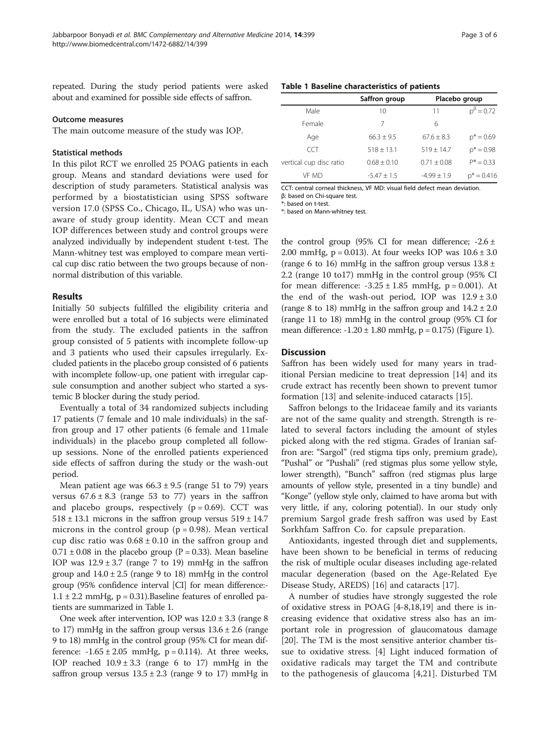repeated. During the study period patients were asked about and examined for possible side effects of saffron.

### Outcome measures

The main outcome measure of the study was IOP.

### Statistical methods

In this pilot RCT we enrolled 25 POAG patients in each group. Means and standard deviations were used for description of study parameters. Statistical analysis was performed by a biostatistician using SPSS software version 17.0 (SPSS Co., Chicago, IL, USA) who was unaware of study group identity. Mean CCT and mean IOP differences between study and control groups were analyzed individually by independent student t-test. The Mann-whitney test was employed to compare mean vertical cup disc ratio between the two groups because of non-normal distribution of this variable.

## Results

Initially 50 subjects fulfilled the eligibility criteria and were enrolled but a total of 16 subjects were eliminated from the study. The excluded patients in the saffron group consisted of 5 patients with incomplete follow-up and 3 patients who used their capsules irregularly. Excluded patients in the placebo group consisted of 6 patients with incomplete follow-up, one patient with irregular capsule consumption and another subject who started a systemic B blocker during the study period.

Eventually a total of 34 randomized subjects including 17 patients (7 female and 10 male individuals) in the saffron group and 17 other patients (6 female and 11male individuals) in the placebo group completed all follow-up sessions. None of the enrolled patients experienced side effects of saffron during the study or the wash-out period.

Mean patient age was $66.3 \pm 9.5$ (range 51 to 79) years versus $67.6 \pm 8.3$ (range 53 to 77) years in the saffron and placebo groups, respectively ($p = 0.69$). CCT was $518 \pm 13.1$ microns in the saffron group versus $519 \pm 14.7$ microns in the control group ($p = 0.98$). Mean vertical cup disc ratio was $0.68 \pm 0.10$ in the saffron group and $0.71 \pm 0.08$ in the placebo group ($P = 0.33$). Mean baseline IOP was $12.9 \pm 3.7$ (range 7 to 19) mmHg in the saffron group and $14.0 \pm 2.5$ (range 9 to 18) mmHg in the control group (95% confidence interval [CI] for mean difference:-$1.1 \pm 2.2$ mmHg, $p = 0.31$).Baseline features of enrolled patients are summarized in Table 1.

One week after intervention, IOP was $12.0 \pm 3.3$ (range 8 to 17) mmHg in the saffron group versus $13.6 \pm 2.6$ (range 9 to 18) mmHg in the control group (95% CI for mean difference: $-1.65 \pm 2.05$ mmHg, $p = 0.114$). At three weeks, IOP reached $10.9 \pm 3.3$ (range 6 to 17) mmHg in the saffron group versus $13.5 \pm 2.3$ (range 9 to 17) mmHg in the control group (95% CI for mean difference; $-2.6 \pm 2.00$ mmHg, $p = 0.013$). At four weeks IOP was $10.6 \pm 3.0$ (range 6 to 16) mmHg in the saffron group versus $13.8 \pm 2.2$ (range 10 to17) mmHg in the control group (95% CI for mean difference: $-3.25 \pm 1.85$ mmHg, $p = 0.001$). At the end of the wash-out period, IOP was $12.9 \pm 3.0$ (range 8 to 18) mmHg in the saffron group and $14.2 \pm 2.0$ (range 11 to 18) mmHg in the control group (95% CI for mean difference: $-1.20 \pm 1.80$ mmHg, $p = 0.175$) (Figure 1).

**Table 1 Baseline characteristics of patients**

| | Saffron group | Placebo group | |
|---|---|---|---|
| Male | 10 | 11 | $p^{\beta} = 0.72$ |
| Female | 7 | 6 | |
| Age | $66.3 \pm 9.5$ | $67.6 \pm 8.3$ | $p^* = 0.69$ |
| CCT | $518 \pm 13.1$ | $519 \pm 14.7$ | $p^* = 0.98$ |
| vertical cup disc ratio | $0.68 \pm 0.10$ | $0.71 \pm 0.08$ | $P^{*} = 0.33$ |
| VF MD | $-5.47 \pm 1.5$ | $-4.99 \pm 1.9$ | $p^* = 0.416$ |

CCT: central corneal thickness, VF MD: visual field defect mean deviation.
β: based on Chi-square test.
*: based on t-test.
*: based on Mann-whitney test.

## Discussion

Saffron has been widely used for many years in traditional Persian medicine to treat depression [14] and its crude extract has recently been shown to prevent tumor formation [13] and selenite-induced cataracts [15].

Saffron belongs to the Iridaceae family and its variants are not of the same quality and strength. Strength is related to several factors including the amount of styles picked along with the red stigma. Grades of Iranian saffron are: "Sargol" (red stigma tips only, premium grade), "Pushal" or "Pushali" (red stigmas plus some yellow style, lower strength), "Bunch" saffron (red stigmas plus large amounts of yellow style, presented in a tiny bundle) and "Konge" (yellow style only, claimed to have aroma but with very little, if any, coloring potential). In our study only premium Sargol grade fresh saffron was used by East Sorkhfam Saffron Co. for capsule preparation.

Antioxidants, ingested through diet and supplements, have been shown to be beneficial in terms of reducing the risk of multiple ocular diseases including age-related macular degeneration (based on the Age-Related Eye Disease Study, AREDS) [16] and cataracts [17].

A number of studies have strongly suggested the role of oxidative stress in POAG [4-8,18,19] and there is increasing evidence that oxidative stress also has an important role in progression of glaucomatous damage [20]. The TM is the most sensitive anterior chamber tissue to oxidative stress. [4] Light induced formation of oxidative radicals may target the TM and contribute to the pathogenesis of glaucoma [4,21]. Disturbed TM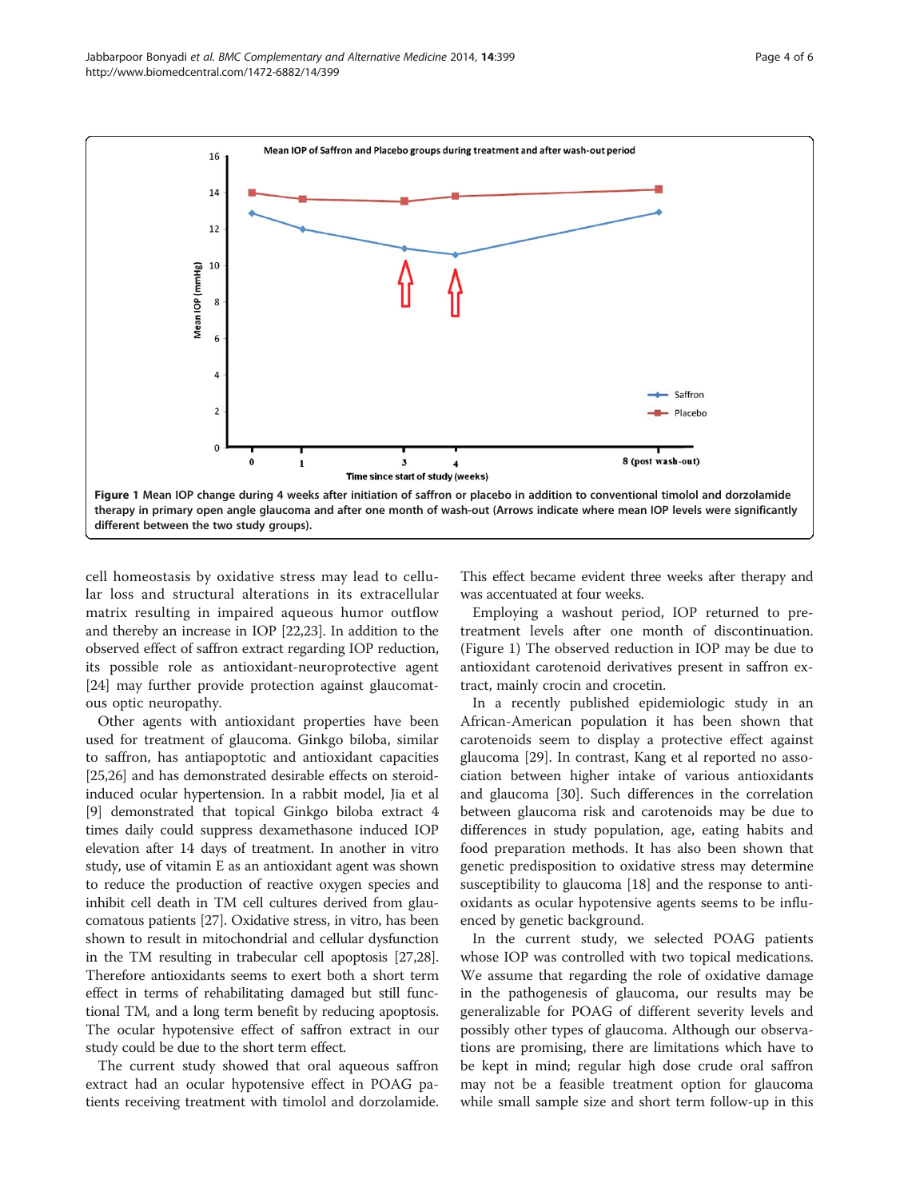**Figure 1** Mean IOP change during 4 weeks after initiation of saffron or placebo in addition to conventional timolol and dorzolamide therapy in primary open angle glaucoma and after one month of wash-out (Arrows indicate where mean IOP levels were significantly different between the two study groups).

cell homeostasis by oxidative stress may lead to cellular loss and structural alterations in its extracellular matrix resulting in impaired aqueous humor outflow and thereby an increase in IOP [22,23]. In addition to the observed effect of saffron extract regarding IOP reduction, its possible role as antioxidant-neuroprotective agent [24] may further provide protection against glaucomatous optic neuropathy.

Other agents with antioxidant properties have been used for treatment of glaucoma. Ginkgo biloba, similar to saffron, has antiapoptotic and antioxidant capacities [25,26] and has demonstrated desirable effects on steroid-induced ocular hypertension. In a rabbit model, Jia et al [9] demonstrated that topical Ginkgo biloba extract 4 times daily could suppress dexamethasone induced IOP elevation after 14 days of treatment. In another in vitro study, use of vitamin E as an antioxidant agent was shown to reduce the production of reactive oxygen species and inhibit cell death in TM cell cultures derived from glaucomatous patients [27]. Oxidative stress, in vitro, has been shown to result in mitochondrial and cellular dysfunction in the TM resulting in trabecular cell apoptosis [27,28]. Therefore antioxidants seems to exert both a short term effect in terms of rehabilitating damaged but still functional TM, and a long term benefit by reducing apoptosis. The ocular hypotensive effect of saffron extract in our study could be due to the short term effect.

The current study showed that oral aqueous saffron extract had an ocular hypotensive effect in POAG patients receiving treatment with timolol and dorzolamide. This effect became evident three weeks after therapy and was accentuated at four weeks.

Employing a washout period, IOP returned to pretreatment levels after one month of discontinuation. (Figure 1) The observed reduction in IOP may be due to antioxidant carotenoid derivatives present in saffron extract, mainly crocin and crocetin.

In a recently published epidemiologic study in an African-American population it has been shown that carotenoids seem to display a protective effect against glaucoma [29]. In contrast, Kang et al reported no association between higher intake of various antioxidants and glaucoma [30]. Such differences in the correlation between glaucoma risk and carotenoids may be due to differences in study population, age, eating habits and food preparation methods. It has also been shown that genetic predisposition to oxidative stress may determine susceptibility to glaucoma [18] and the response to antioxidants as ocular hypotensive agents seems to be influenced by genetic background.

In the current study, we selected POAG patients whose IOP was controlled with two topical medications. We assume that regarding the role of oxidative damage in the pathogenesis of glaucoma, our results may be generalizable for POAG of different severity levels and possibly other types of glaucoma. Although our observations are promising, there are limitations which have to be kept in mind; regular high dose crude oral saffron may not be a feasible treatment option for glaucoma while small sample size and short term follow-up in this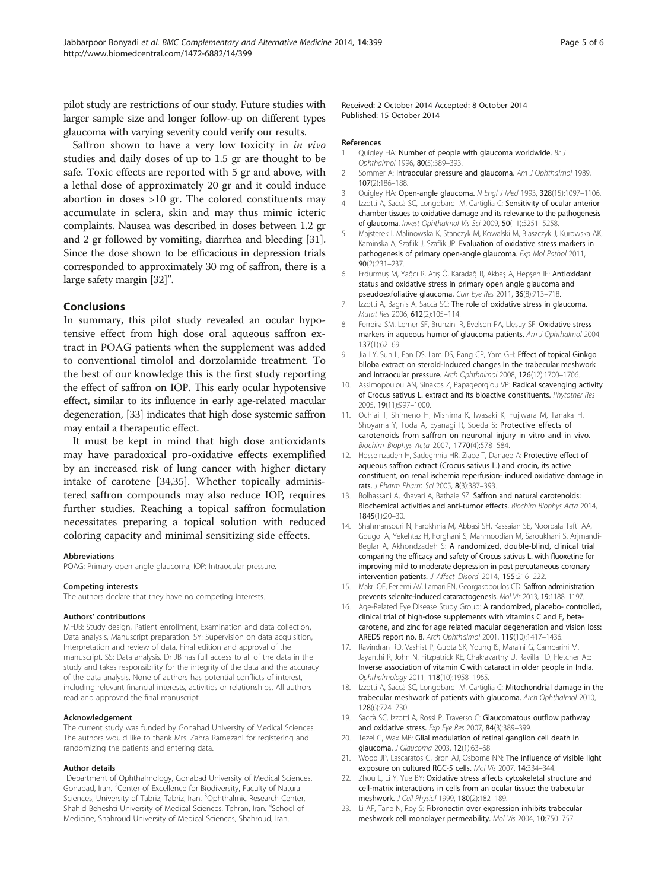pilot study are restrictions of our study. Future studies with larger sample size and longer follow-up on different types glaucoma with varying severity could verify our results.

Saffron shown to have a very low toxicity in *in vivo* studies and daily doses of up to 1.5 gr are thought to be safe. Toxic effects are reported with 5 gr and above, with a lethal dose of approximately 20 gr and it could induce abortion in doses >10 gr. The colored constituents may accumulate in sclera, skin and may thus mimic icteric complaints. Nausea was described in doses between 1.2 gr and 2 gr followed by vomiting, diarrhea and bleeding [31]. Since the dose shown to be efficacious in depression trials corresponded to approximately 30 mg of saffron, there is a large safety margin [32]".

## Conclusions

In summary, this pilot study revealed an ocular hypotensive effect from high dose oral aqueous saffron extract in POAG patients when the supplement was added to conventional timolol and dorzolamide treatment. To the best of our knowledge this is the first study reporting the effect of saffron on IOP. This early ocular hypotensive effect, similar to its influence in early age-related macular degeneration, [33] indicates that high dose systemic saffron may entail a therapeutic effect.

It must be kept in mind that high dose antioxidants may have paradoxical pro-oxidative effects exemplified by an increased risk of lung cancer with higher dietary intake of carotene [34,35]. Whether topically administered saffron compounds may also reduce IOP, requires further studies. Reaching a topical saffron formulation necessitates preparing a topical solution with reduced coloring capacity and minimal sensitizing side effects.

#### Abbreviations

POAG: Primary open angle glaucoma; IOP: Intraocular pressure.

#### Competing interests

The authors declare that they have no competing interests.

#### Authors' contributions

MHJB: Study design, Patient enrollment, Examination and data collection, Data analysis, Manuscript preparation. SY: Supervision on data acquisition, Interpretation and review of data, Final edition and approval of the manuscript. SS: Data analysis. Dr JB has full access to all of the data in the study and takes responsibility for the integrity of the data and the accuracy of the data analysis. None of authors has potential conflicts of interest, including relevant financial interests, activities or relationships. All authors read and approved the final manuscript.

#### Acknowledgement

The current study was funded by Gonabad University of Medical Sciences. The authors would like to thank Mrs. Zahra Ramezani for registering and randomizing the patients and entering data.

#### Author details

[1]Department of Ophthalmology, Gonabad University of Medical Sciences, Gonabad, Iran. [2]Center of Excellence for Biodiversity, Faculty of Natural Sciences, University of Tabriz, Tabriz, Iran. [3]Ophthalmic Research Center, Shahid Beheshti University of Medical Sciences, Tehran, Iran. [4]School of Medicine, Shahroud University of Medical Sciences, Shahroud, Iran.

Received: 2 October 2014 Accepted: 8 October 2014
Published: 15 October 2014

#### References

1. Quigley HA: **Number of people with glaucoma worldwide.** *Br J Ophthalmol* 1996, **80**(5):389–393.
2. Sommer A: **Intraocular pressure and glaucoma.** *Am J Ophthalmol* 1989, **107**(2):186–188.
3. Quigley HA: **Open-angle glaucoma.** *N Engl J Med* 1993, **328**(15):1097–1106.
4. Izzotti A, Saccà SC, Longobardi M, Cartiglia C: **Sensitivity of ocular anterior chamber tissues to oxidative damage and its relevance to the pathogenesis of glaucoma.** *Invest Ophthalmol Vis Sci* 2009, **50**(11):5251–5258.
5. Majsterek I, Malinowska K, Stanczyk M, Kowalski M, Blaszczyk J, Kurowska AK, Kaminska A, Szaflik J, Szaflik JP: **Evaluation of oxidative stress markers in pathogenesis of primary open-angle glaucoma.** *Exp Mol Pathol* 2011, **90**(2):231–237.
6. Erdurmuş M, Yağcı R, Atış Ö, Karadağ R, Akbaş A, Hepşen IF: **Antioxidant status and oxidative stress in primary open angle glaucoma and pseudoexfoliative glaucoma.** *Curr Eye Res* 2011, **36**(8):713–718.
7. Izzotti A, Bagnis A, Saccà SC: **The role of oxidative stress in glaucoma.** *Mutat Res* 2006, **612**(2):105–114.
8. Ferreira SM, Lerner SF, Brunzini R, Evelson PA, Llesuy SF: **Oxidative stress markers in aqueous humor of glaucoma patients.** *Am J Ophthalmol* 2004, **137**(1):62–69.
9. Jia LY, Sun L, Fan DS, Lam DS, Pang CP, Yam GH: **Effect of topical Ginkgo biloba extract on steroid-induced changes in the trabecular meshwork and intraocular pressure.** *Arch Ophthalmol* 2008, **126**(12):1700–1706.
10. Assimopoulou AN, Sinakos Z, Papageorgiou VP: **Radical scavenging activity of Crocus sativus L. extract and its bioactive constituents.** *Phytother Res* 2005, **19**(11):997–1000.
11. Ochiai T, Shimeno H, Mishima K, Iwasaki K, Fujiwara M, Tanaka H, Shoyama Y, Toda A, Eyanagi R, Soeda S: **Protective effects of carotenoids from saffron on neuronal injury in vitro and in vivo.** *Biochim Biophys Acta* 2007, **1770**(4):578–584.
12. Hosseinzadeh H, Sadeghnia HR, Ziaee T, Danaee A: **Protective effect of aqueous saffron extract (Crocus sativus L.) and crocin, its active constituent, on renal ischemia reperfusion- induced oxidative damage in rats.** *J Pharm Pharm Sci* 2005, **8**(3):387–393.
13. Bolhassani A, Khavari A, Bathaie SZ: **Saffron and natural carotenoids: Biochemical activities and anti-tumor effects.** *Biochim Biophys Acta* 2014, **1845**(1):20–30.
14. Shahmansouri N, Farokhnia M, Abbasi SH, Kassaian SE, Noorbala Tafti AA, Gougol A, Yekehtaz H, Forghani S, Mahmoodian M, Saroukhani S, Arjmandi-Beglar A, Akhondzadeh S: **A randomized, double-blind, clinical trial comparing the efficacy and safety of Crocus sativus L. with fluoxetine for improving mild to moderate depression in post percutaneous coronary intervention patients.** *J Affect Disord* 2014, **155**:216–222.
15. Makri OE, Ferlemi AV, Lamari FN, Georgakopoulos CD: **Saffron administration prevents selenite-induced cataractogenesis.** *Mol Vis* 2013, **19**:1188–1197.
16. Age-Related Eye Disease Study Group: **A randomized, placebo- controlled, clinical trial of high-dose supplements with vitamins C and E, beta-carotene, and zinc for age related macular degeneration and vision loss: AREDS report no. 8.** *Arch Ophthalmol* 2001, **119**(10):1417–1436.
17. Ravindran RD, Vashist P, Gupta SK, Young IS, Maraini G, Camparini M, Jayanthi R, John N, Fitzpatrick KE, Chakravarthy U, Ravilla TD, Fletcher AE: **Inverse association of vitamin C with cataract in older people in India.** *Ophthalmology* 2011, **118**(10):1958–1965.
18. Izzotti A, Saccà SC, Longobardi M, Cartiglia C: **Mitochondrial damage in the trabecular meshwork of patients with glaucoma.** *Arch Ophthalmol* 2010, **128**(6):724–730.
19. Saccà SC, Izzotti A, Rossi P, Traverso C: **Glaucomatous outflow pathway and oxidative stress.** *Exp Eye Res* 2007, **84**(3):389–399.
20. Tezel G, Wax MB: **Glial modulation of retinal ganglion cell death in glaucoma.** *J Glaucoma* 2003, **12**(1):63–68.
21. Wood JP, Lascaratos G, Bron AJ, Osborne NN: **The influence of visible light exposure on cultured RGC-5 cells.** *Mol Vis* 2007, **14**:334–344.
22. Zhou L, Li Y, Yue BY: **Oxidative stress affects cytoskeletal structure and cell-matrix interactions in cells from an ocular tissue: the trabecular meshwork.** *J Cell Physiol* 1999, **180**(2):182–189.
23. Li AF, Tane N, Roy S: **Fibronectin over expression inhibits trabecular meshwork cell monolayer permeability.** *Mol Vis* 2004, **10**:750–757.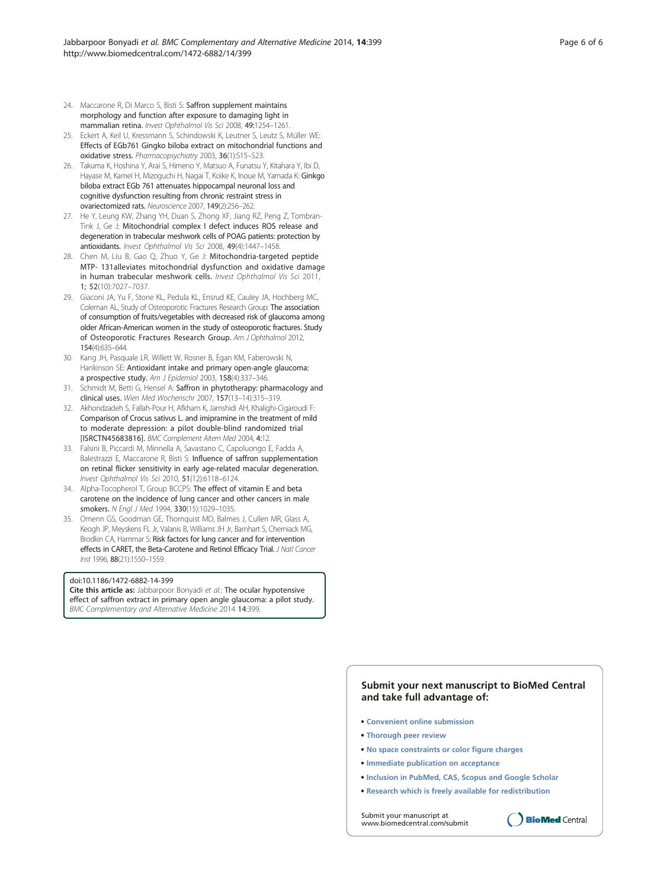24. Maccarone R, Di Marco S, Bisti S: **Saffron supplement maintains morphology and function after exposure to damaging light in mammalian retina.** *Invest Ophthalmol Vis Sci* 2008, **49**:1254–1261.
25. Eckert A, Keil U, Kressmann S, Schindowski K, Leutner S, Leutz S, Müller WE: **Effects of EGb761 Gingko biloba extract on mitochondrial functions and oxidative stress.** *Pharmacopsychiatry* 2003, **36**(1):S15–S23.
26. Takuma K, Hoshina Y, Arai S, Himeno Y, Matsuo A, Funatsu Y, Kitahara Y, Ibi D, Hayase M, Kamei H, Mizoguchi H, Nagai T, Koike K, Inoue M, Yamada K: **Ginkgo biloba extract EGb 761 attenuates hippocampal neuronal loss and cognitive dysfunction resulting from chronic restraint stress in ovariectomized rats.** *Neuroscience* 2007, **149**(2):256–262.
27. He Y, Leung KW, Zhang YH, Duan S, Zhong XF, Jiang RZ, Peng Z, Tombran-Tink J, Ge J: **Mitochondrial complex I defect induces ROS release and degeneration in trabecular meshwork cells of POAG patients: protection by antioxidants.** *Invest Ophthalmol Vis Sci* 2008, **49**(4):1447–1458.
28. Chen M, Liu B, Gao Q, Zhuo Y, Ge J: **Mitochondria-targeted peptide MTP- 131alleviates mitochondrial dysfunction and oxidative damage in human trabecular meshwork cells.** *Invest Ophthalmol Vis Sci* 2011, 1; **52**(10):7027–7037.
29. Giaconi JA, Yu F, Stone KL, Pedula KL, Ensrud KE, Cauley JA, Hochberg MC, Coleman AL, Study of Osteoporotic Fractures Research Group: **The association of consumption of fruits/vegetables with decreased risk of glaucoma among older African-American women in the study of osteoporotic fractures. Study of Osteoporotic Fractures Research Group.** *Am J Ophthalmol* 2012, **154**(4):635–644.
30. Kang JH, Pasquale LR, Willett W, Rosner B, Egan KM, Faberowski N, Hankinson SE: **Antioxidant intake and primary open-angle glaucoma: a prospective study.** *Am J Epidemiol* 2003, **158**(4):337–346.
31. Schmidt M, Betti G, Hensel A: **Saffron in phytotherapy: pharmacology and clinical uses.** *Wien Med Wochenschr* 2007, **157**(13–14):315–319.
32. Akhondzadeh S, Fallah-Pour H, Afkham K, Jamshidi AH, Khalighi-Cigaroudi F: **Comparison of Crocus sativus L. and imipramine in the treatment of mild to moderate depression: a pilot double-blind randomized trial [ISRCTN45683816].** *BMC Complement Altern Med* 2004, **4**:12.
33. Falsini B, Piccardi M, Minnella A, Savastano C, Capoluongo E, Fadda A, Balestrazzi E, Maccarone R, Bisti S: **Influence of saffron supplementation on retinal flicker sensitivity in early age-related macular degeneration.** *Invest Ophthalmol Vis Sci* 2010, **51**(12):6118–6124.
34. Alpha-Tocopherol T, Group BCCPS: **The effect of vitamin E and beta carotene on the incidence of lung cancer and other cancers in male smokers.** *N Engl J Med* 1994, **330**(15):1029–1035.
35. Omenn GS, Goodman GE, Thornquist MD, Balmes J, Cullen MR, Glass A, Keogh JP, Meyskens FL Jr, Valanis B, Williams JH Jr, Barnhart S, Cherniack MG, Brodkin CA, Hammar S: **Risk factors for lung cancer and for intervention effects in CARET, the Beta-Carotene and Retinol Efficacy Trial.** *J Natl Cancer Inst* 1996, **88**(21):1550–1559.

doi:10.1186/1472-6882-14-399

**Cite this article as:** Jabbarpoor Bonyadi *et al.*: **The ocular hypotensive effect of saffron extract in primary open angle glaucoma: a pilot study.** *BMC Complementary and Alternative Medicine* 2014 **14**:399.

**Submit your next manuscript to BioMed Central and take full advantage of:**

- **Convenient online submission**
- **Thorough peer review**
- **No space constraints or color figure charges**
- **Immediate publication on acceptance**
- **Inclusion in PubMed, CAS, Scopus and Google Scholar**
- **Research which is freely available for redistribution**

Submit your manuscript at
www.biomedcentral.com/submit

BioMed Central